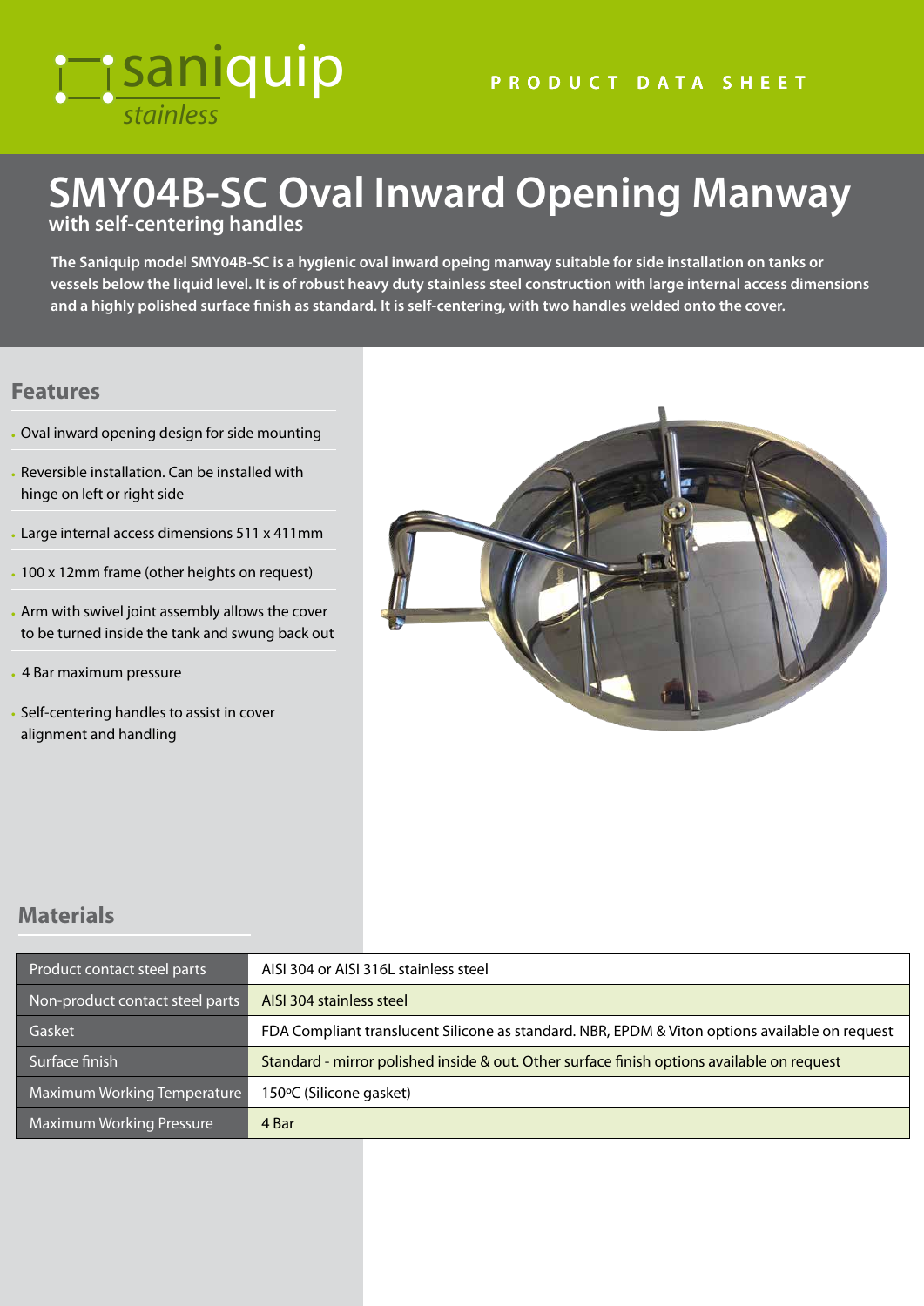saniquip
stainless

PRODUCT DATA SHEET

# SMY04B-SC Oval Inward Opening Manway

**with self-centering handles**

**The Saniquip model SMY04B-SC is a hygienic oval inward opeing manway suitable for side installation on tanks or vessels below the liquid level. It is of robust heavy duty stainless steel construction with large internal access dimensions and a highly polished surface finish as standard. It is self-centering, with two handles welded onto the cover.**

## Features

- Oval inward opening design for side mounting
- Reversible installation. Can be installed with hinge on left or right side
- Large internal access dimensions 511 x 411mm
- 100 x 12mm frame (other heights on request)
- Arm with swivel joint assembly allows the cover to be turned inside the tank and swung back out
- 4 Bar maximum pressure
- Self-centering handles to assist in cover alignment and handling

## Materials

| | |
|---|---|
| Product contact steel parts | AISI 304 or AISI 316L stainless steel |
| Non-product contact steel parts | AISI 304 stainless steel |
| Gasket | FDA Compliant translucent Silicone as standard. NBR, EPDM & Viton options available on request |
| Surface finish | Standard - mirror polished inside & out. Other surface finish options available on request |
| Maximum Working Temperature | 150ºC (Silicone gasket) |
| Maximum Working Pressure | 4 Bar |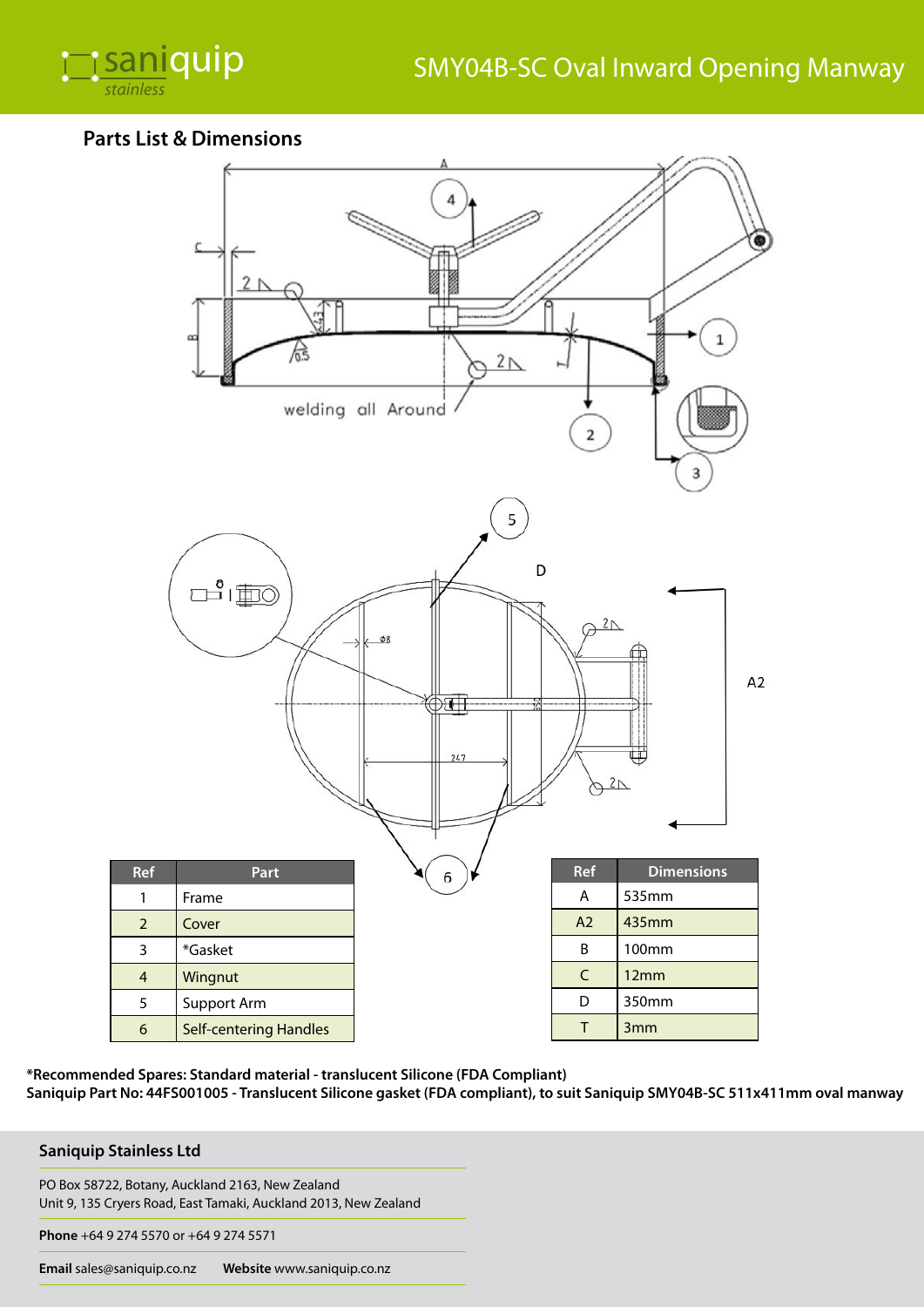## Parts List & Dimensions

| Ref | Part |
|---|---|
| 1 | Frame |
| 2 | Cover |
| 3 | *Gasket |
| 4 | Wingnut |
| 5 | Support Arm |
| 6 | Self-centering Handles |

| Ref | Dimensions |
|---|---|
| A | 535mm |
| A2 | 435mm |
| B | 100mm |
| C | 12mm |
| D | 350mm |
| T | 3mm |

**\*Recommended Spares: Standard material - translucent Silicone (FDA Compliant)**
**Saniquip Part No: 44FS001005 - Translucent Silicone gasket (FDA compliant), to suit Saniquip SMY04B-SC 511x411mm oval manway**

**Saniquip Stainless Ltd**

PO Box 58722, Botany, Auckland 2163, New Zealand
Unit 9, 135 Cryers Road, East Tamaki, Auckland 2013, New Zealand

**Phone** +64 9 274 5570 or +64 9 274 5571

**Email** sales@saniquip.co.nz **Website** www.saniquip.co.nz